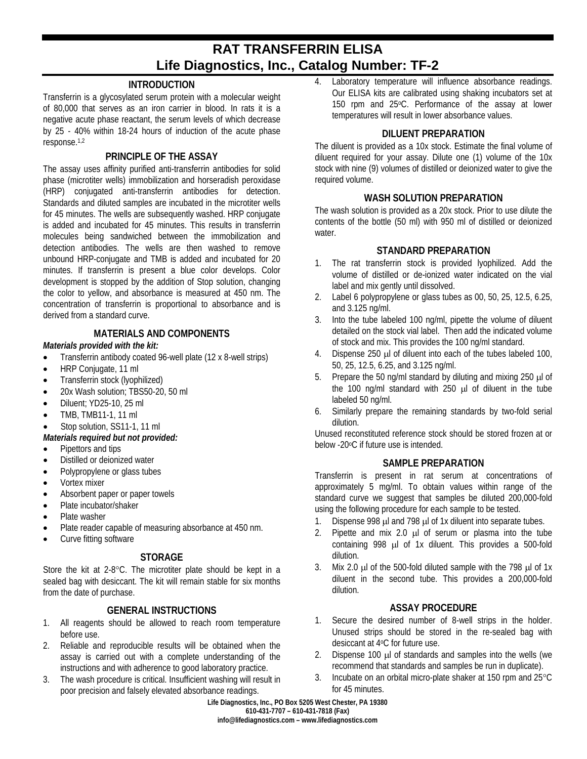# RAT TRANSFERRIN ELISA
## Life Diagnostics, Inc., Catalog Number: TF-2

### INTRODUCTION

Transferrin is a glycosylated serum protein with a molecular weight of 80,000 that serves as an iron carrier in blood. In rats it is a negative acute phase reactant, the serum levels of which decrease by 25 - 40% within 18-24 hours of induction of the acute phase response.[1,2]

### PRINCIPLE OF THE ASSAY

The assay uses affinity purified anti-transferrin antibodies for solid phase (microtiter wells) immobilization and horseradish peroxidase (HRP) conjugated anti-transferrin antibodies for detection. Standards and diluted samples are incubated in the microtiter wells for 45 minutes. The wells are subsequently washed. HRP conjugate is added and incubated for 45 minutes. This results in transferrin molecules being sandwiched between the immobilization and detection antibodies. The wells are then washed to remove unbound HRP-conjugate and TMB is added and incubated for 20 minutes. If transferrin is present a blue color develops. Color development is stopped by the addition of Stop solution, changing the color to yellow, and absorbance is measured at 450 nm. The concentration of transferrin is proportional to absorbance and is derived from a standard curve.

### MATERIALS AND COMPONENTS

***Materials provided with the kit:***

- Transferrin antibody coated 96-well plate (12 x 8-well strips)
- HRP Conjugate, 11 ml
- Transferrin stock (lyophilized)
- 20x Wash solution; TBS50-20, 50 ml
- Diluent; YD25-10, 25 ml
- TMB, TMB11-1, 11 ml
- Stop solution, SS11-1, 11 ml

***Materials required but not provided:***

- Pipettors and tips
- Distilled or deionized water
- Polypropylene or glass tubes
- Vortex mixer
- Absorbent paper or paper towels
- Plate incubator/shaker
- Plate washer
- Plate reader capable of measuring absorbance at 450 nm.
- Curve fitting software

### STORAGE

Store the kit at 2-8°C. The microtiter plate should be kept in a sealed bag with desiccant. The kit will remain stable for six months from the date of purchase.

### GENERAL INSTRUCTIONS

1. All reagents should be allowed to reach room temperature before use.
2. Reliable and reproducible results will be obtained when the assay is carried out with a complete understanding of the instructions and with adherence to good laboratory practice.
3. The wash procedure is critical. Insufficient washing will result in poor precision and falsely elevated absorbance readings.
4. Laboratory temperature will influence absorbance readings. Our ELISA kits are calibrated using shaking incubators set at 150 rpm and 25°C. Performance of the assay at lower temperatures will result in lower absorbance values.

### DILUENT PREPARATION

The diluent is provided as a 10x stock. Estimate the final volume of diluent required for your assay. Dilute one (1) volume of the 10x stock with nine (9) volumes of distilled or deionized water to give the required volume.

### WASH SOLUTION PREPARATION

The wash solution is provided as a 20x stock. Prior to use dilute the contents of the bottle (50 ml) with 950 ml of distilled or deionized water.

### STANDARD PREPARATION

1. The rat transferrin stock is provided lyophilized. Add the volume of distilled or de-ionized water indicated on the vial label and mix gently until dissolved.
2. Label 6 polypropylene or glass tubes as 00, 50, 25, 12.5, 6.25, and 3.125 ng/ml.
3. Into the tube labeled 100 ng/ml, pipette the volume of diluent detailed on the stock vial label. Then add the indicated volume of stock and mix. This provides the 100 ng/ml standard.
4. Dispense 250 μl of diluent into each of the tubes labeled 100, 50, 25, 12.5, 6.25, and 3.125 ng/ml.
5. Prepare the 50 ng/ml standard by diluting and mixing 250 μl of the 100 ng/ml standard with 250 μl of diluent in the tube labeled 50 ng/ml.
6. Similarly prepare the remaining standards by two-fold serial dilution.

Unused reconstituted reference stock should be stored frozen at or below -20°C if future use is intended.

### SAMPLE PREPARATION

Transferrin is present in rat serum at concentrations of approximately 5 mg/ml. To obtain values within range of the standard curve we suggest that samples be diluted 200,000-fold using the following procedure for each sample to be tested.

1. Dispense 998 μl and 798 μl of 1x diluent into separate tubes.
2. Pipette and mix 2.0 μl of serum or plasma into the tube containing 998 μl of 1x diluent. This provides a 500-fold dilution.
3. Mix 2.0 μl of the 500-fold diluted sample with the 798 μl of 1x diluent in the second tube. This provides a 200,000-fold dilution.

### ASSAY PROCEDURE

1. Secure the desired number of 8-well strips in the holder. Unused strips should be stored in the re-sealed bag with desiccant at 4°C for future use.
2. Dispense 100 μl of standards and samples into the wells (we recommend that standards and samples be run in duplicate).
3. Incubate on an orbital micro-plate shaker at 150 rpm and 25°C for 45 minutes.

Life Diagnostics, Inc., PO Box 5205 West Chester, PA 19380
610-431-7707 – 610-431-7818 (Fax)
info@lifediagnostics.com – www.lifediagnostics.com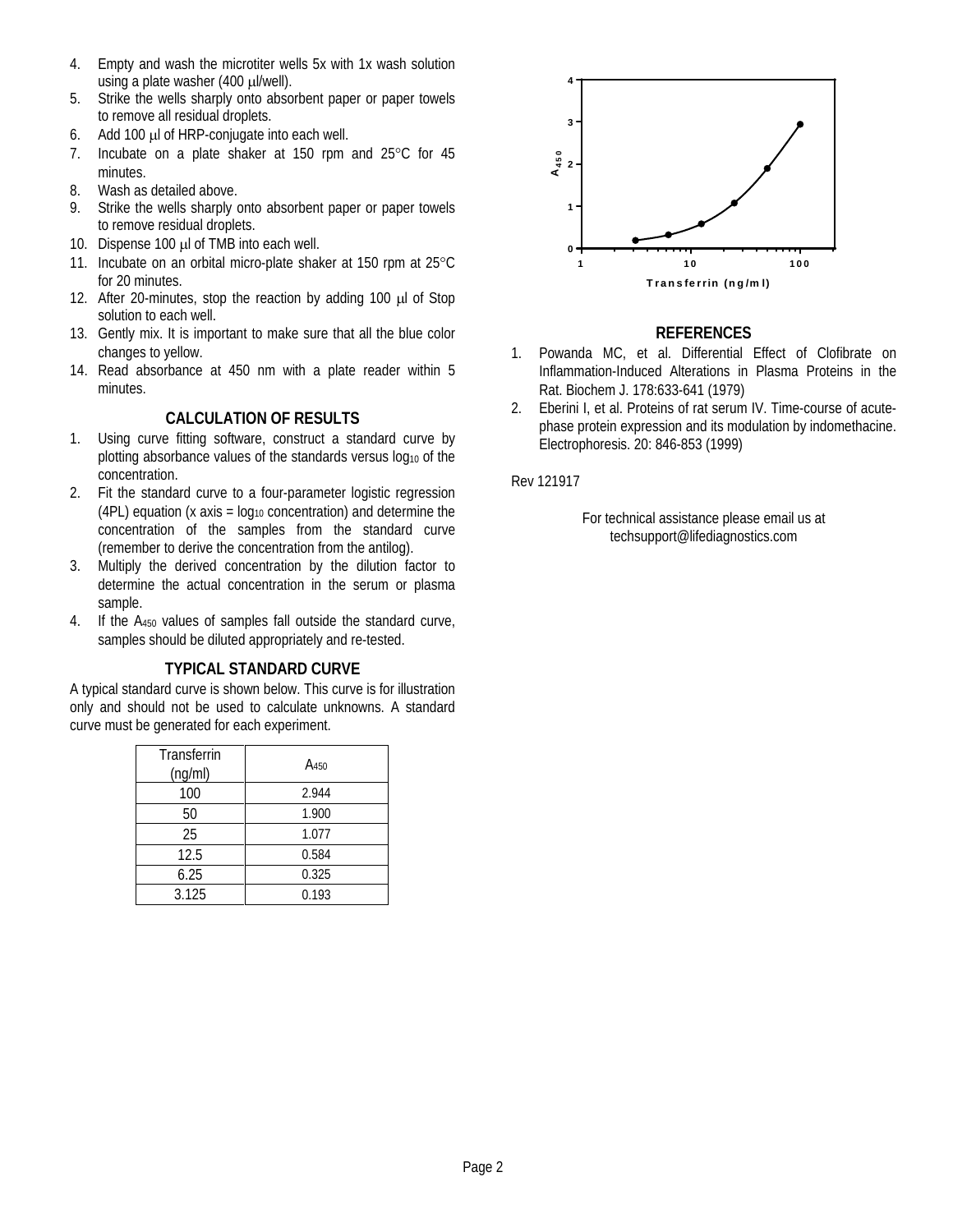4. Empty and wash the microtiter wells 5x with 1x wash solution using a plate washer (400 μl/well).
5. Strike the wells sharply onto absorbent paper or paper towels to remove all residual droplets.
6. Add 100 μl of HRP-conjugate into each well.
7. Incubate on a plate shaker at 150 rpm and 25°C for 45 minutes.
8. Wash as detailed above.
9. Strike the wells sharply onto absorbent paper or paper towels to remove residual droplets.
10. Dispense 100 μl of TMB into each well.
11. Incubate on an orbital micro-plate shaker at 150 rpm at 25°C for 20 minutes.
12. After 20-minutes, stop the reaction by adding 100 μl of Stop solution to each well.
13. Gently mix. It is important to make sure that all the blue color changes to yellow.
14. Read absorbance at 450 nm with a plate reader within 5 minutes.

## CALCULATION OF RESULTS

1. Using curve fitting software, construct a standard curve by plotting absorbance values of the standards versus $\log_{10}$ of the concentration.
2. Fit the standard curve to a four-parameter logistic regression (4PL) equation (x axis = $\log_{10}$ concentration) and determine the concentration of the samples from the standard curve (remember to derive the concentration from the antilog).
3. Multiply the derived concentration by the dilution factor to determine the actual concentration in the serum or plasma sample.
4. If the $A_{450}$ values of samples fall outside the standard curve, samples should be diluted appropriately and re-tested.

## TYPICAL STANDARD CURVE

A typical standard curve is shown below. This curve is for illustration only and should not be used to calculate unknowns. A standard curve must be generated for each experiment.

| Transferrin (ng/ml) | $A_{450}$ |
|---|---|
| 100 | 2.944 |
| 50 | 1.900 |
| 25 | 1.077 |
| 12.5 | 0.584 |
| 6.25 | 0.325 |
| 3.125 | 0.193 |

$A_{450}$

4
3
2
1
0

1
10
100

Transferrin (ng/ml)

## REFERENCES

1. Powanda MC, et al. Differential Effect of Clofibrate on Inflammation-Induced Alterations in Plasma Proteins in the Rat. Biochem J. 178:633-641 (1979)
2. Eberini I, et al. Proteins of rat serum IV. Time-course of acute-phase protein expression and its modulation by indomethacine. Electrophoresis. 20: 846-853 (1999)

Rev 121917

For technical assistance please email us at techsupport@lifediagnostics.com